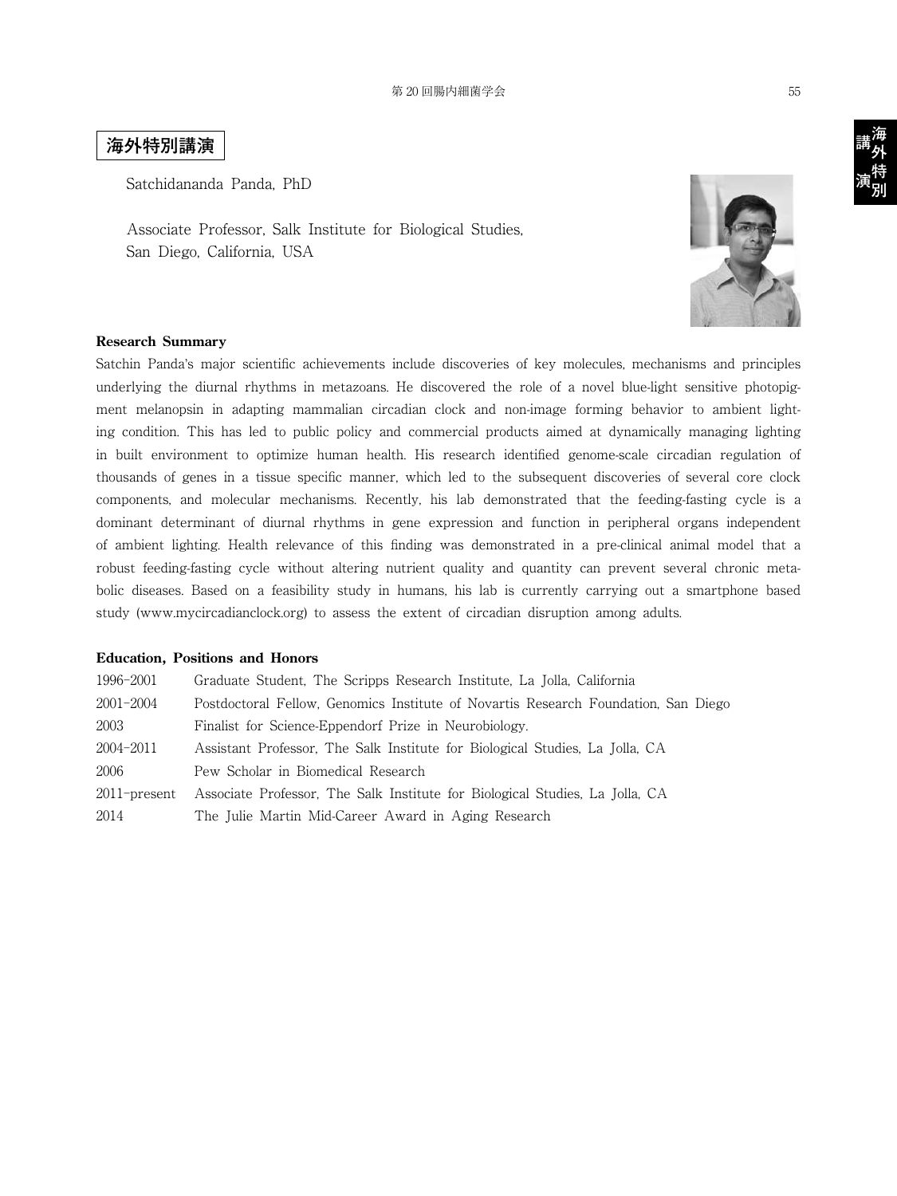# 海外特別講演

Satchidananda Panda, PhD

Associate Professor, Salk Institute for Biological Studies,
San Diego, California, USA

**Research Summary**

Satchin Panda's major scientific achievements include discoveries of key molecules, mechanisms and principles underlying the diurnal rhythms in metazoans. He discovered the role of a novel blue-light sensitive photopigment melanopsin in adapting mammalian circadian clock and non-image forming behavior to ambient lighting condition. This has led to public policy and commercial products aimed at dynamically managing lighting in built environment to optimize human health. His research identified genome-scale circadian regulation of thousands of genes in a tissue specific manner, which led to the subsequent discoveries of several core clock components, and molecular mechanisms. Recently, his lab demonstrated that the feeding-fasting cycle is a dominant determinant of diurnal rhythms in gene expression and function in peripheral organs independent of ambient lighting. Health relevance of this finding was demonstrated in a pre-clinical animal model that a robust feeding-fasting cycle without altering nutrient quality and quantity can prevent several chronic metabolic diseases. Based on a feasibility study in humans, his lab is currently carrying out a smartphone based study (www.mycircadianclock.org) to assess the extent of circadian disruption among adults.

**Education, Positions and Honors**

| | |
|---|---|
| 1996–2001 | Graduate Student, The Scripps Research Institute, La Jolla, California |
| 2001–2004 | Postdoctoral Fellow, Genomics Institute of Novartis Research Foundation, San Diego |
| 2003 | Finalist for Science-Eppendorf Prize in Neurobiology. |
| 2004–2011 | Assistant Professor, The Salk Institute for Biological Studies, La Jolla, CA |
| 2006 | Pew Scholar in Biomedical Research |
| 2011–present | Associate Professor, The Salk Institute for Biological Studies, La Jolla, CA |
| 2014 | The Julie Martin Mid-Career Award in Aging Research |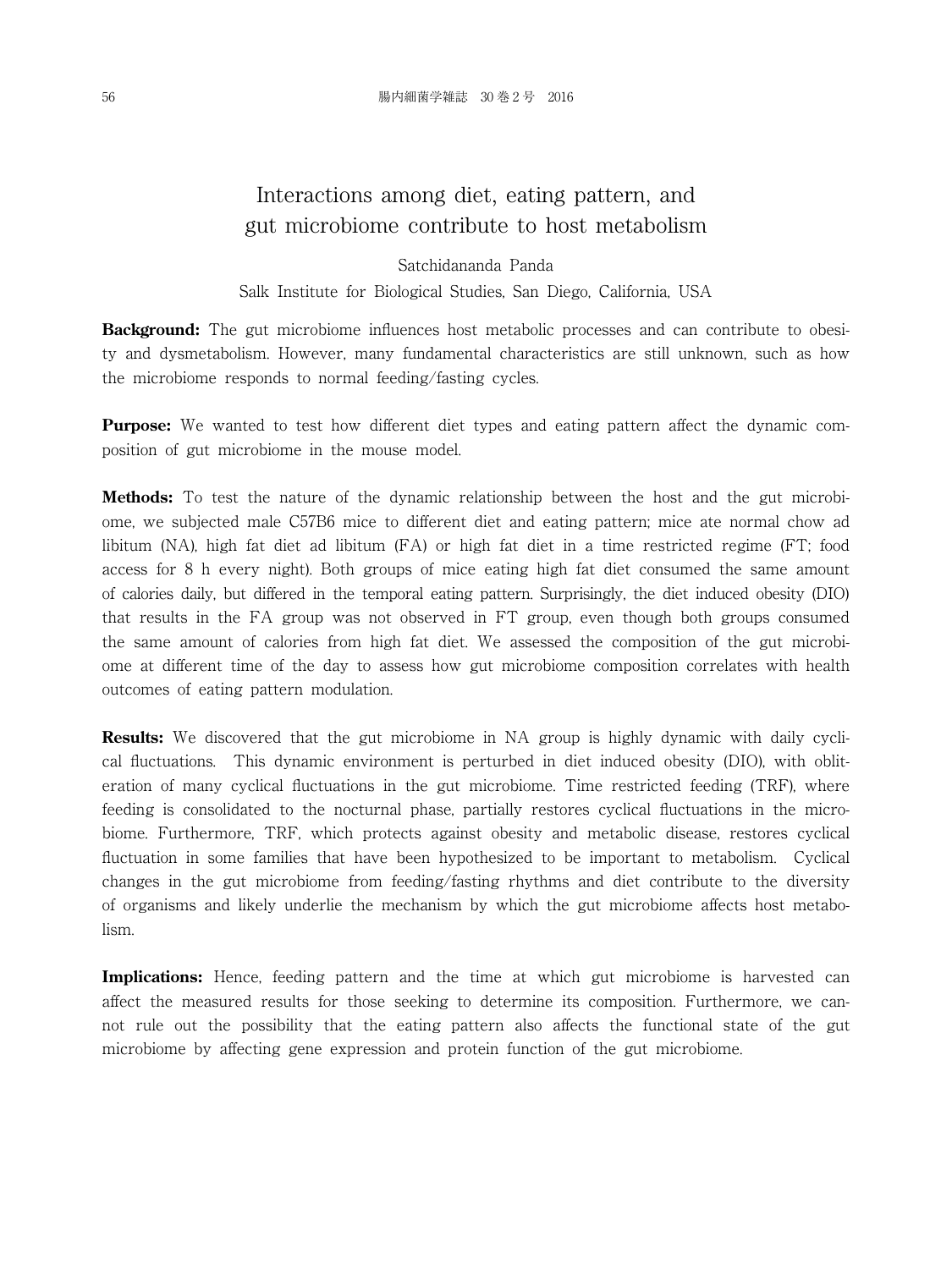# Interactions among diet, eating pattern, and gut microbiome contribute to host metabolism

Satchidananda Panda

Salk Institute for Biological Studies, San Diego, California, USA

**Background:** The gut microbiome influences host metabolic processes and can contribute to obesity and dysmetabolism. However, many fundamental characteristics are still unknown, such as how the microbiome responds to normal feeding/fasting cycles.

**Purpose:** We wanted to test how different diet types and eating pattern affect the dynamic composition of gut microbiome in the mouse model.

**Methods:** To test the nature of the dynamic relationship between the host and the gut microbiome, we subjected male C57B6 mice to different diet and eating pattern; mice ate normal chow ad libitum (NA), high fat diet ad libitum (FA) or high fat diet in a time restricted regime (FT; food access for 8 h every night). Both groups of mice eating high fat diet consumed the same amount of calories daily, but differed in the temporal eating pattern. Surprisingly, the diet induced obesity (DIO) that results in the FA group was not observed in FT group, even though both groups consumed the same amount of calories from high fat diet. We assessed the composition of the gut microbiome at different time of the day to assess how gut microbiome composition correlates with health outcomes of eating pattern modulation.

**Results:** We discovered that the gut microbiome in NA group is highly dynamic with daily cyclical fluctuations. This dynamic environment is perturbed in diet induced obesity (DIO), with obliteration of many cyclical fluctuations in the gut microbiome. Time restricted feeding (TRF), where feeding is consolidated to the nocturnal phase, partially restores cyclical fluctuations in the microbiome. Furthermore, TRF, which protects against obesity and metabolic disease, restores cyclical fluctuation in some families that have been hypothesized to be important to metabolism. Cyclical changes in the gut microbiome from feeding/fasting rhythms and diet contribute to the diversity of organisms and likely underlie the mechanism by which the gut microbiome affects host metabolism.

**Implications:** Hence, feeding pattern and the time at which gut microbiome is harvested can affect the measured results for those seeking to determine its composition. Furthermore, we cannot rule out the possibility that the eating pattern also affects the functional state of the gut microbiome by affecting gene expression and protein function of the gut microbiome.